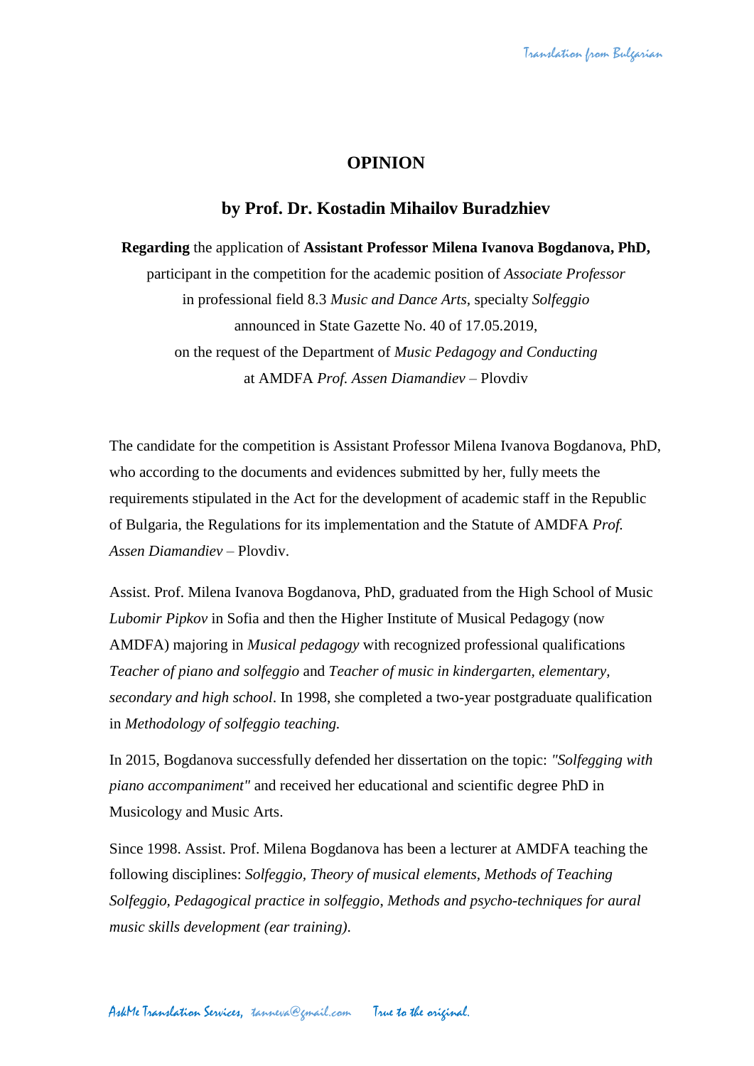# OPINION

## by Prof. Dr. Kostadin Mihailov Buradzhiev

**Regarding** the application of **Assistant Professor Milena Ivanova Bogdanova, PhD,** participant in the competition for the academic position of *Associate Professor* in professional field 8.3 *Music and Dance Arts*, specialty *Solfeggio* announced in State Gazette No. 40 of 17.05.2019, on the request of the Department of *Music Pedagogy and Conducting* at AMDFA *Prof. Assen Diamandiev* – Plovdiv

The candidate for the competition is Assistant Professor Milena Ivanova Bogdanova, PhD, who according to the documents and evidences submitted by her, fully meets the requirements stipulated in the Act for the development of academic staff in the Republic of Bulgaria, the Regulations for its implementation and the Statute of AMDFA *Prof. Assen Diamandiev* – Plovdiv.

Assist. Prof. Milena Ivanova Bogdanova, PhD, graduated from the High School of Music *Lubomir Pipkov* in Sofia and then the Higher Institute of Musical Pedagogy (now AMDFA) majoring in *Musical pedagogy* with recognized professional qualifications *Teacher of piano and solfeggio* and *Teacher of music in kindergarten, elementary, secondary and high school*. In 1998, she completed a two-year postgraduate qualification in *Methodology of solfeggio teaching.*

In 2015, Bogdanova successfully defended her dissertation on the topic: *"Solfegging with piano accompaniment"* and received her educational and scientific degree PhD in Musicology and Music Arts.

Since 1998. Assist. Prof. Milena Bogdanova has been a lecturer at AMDFA teaching the following disciplines: *Solfeggio*, *Theory of musical elements*, *Methods of Teaching Solfeggio*, *Pedagogical practice in solfeggio*, *Methods and psycho-techniques for aural music skills development (ear training).*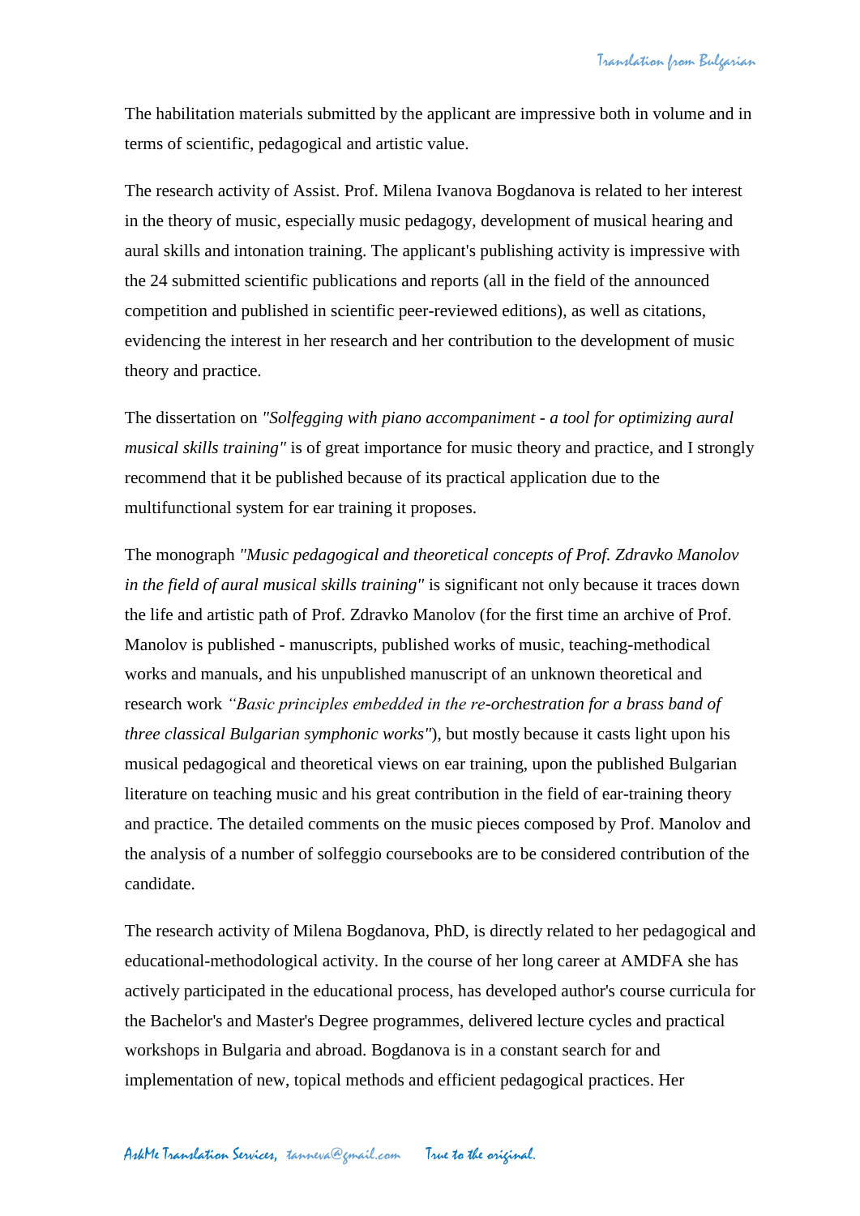The habilitation materials submitted by the applicant are impressive both in volume and in terms of scientific, pedagogical and artistic value.

The research activity of Assist. Prof. Milena Ivanova Bogdanova is related to her interest in the theory of music, especially music pedagogy, development of musical hearing and aural skills and intonation training. The applicant's publishing activity is impressive with the 24 submitted scientific publications and reports (all in the field of the announced competition and published in scientific peer-reviewed editions), as well as citations, evidencing the interest in her research and her contribution to the development of music theory and practice.

The dissertation on *"Solfegging with piano accompaniment - a tool for optimizing aural musical skills training"* is of great importance for music theory and practice, and I strongly recommend that it be published because of its practical application due to the multifunctional system for ear training it proposes.

The monograph *"Music pedagogical and theoretical concepts of Prof. Zdravko Manolov in the field of aural musical skills training"* is significant not only because it traces down the life and artistic path of Prof. Zdravko Manolov (for the first time an archive of Prof. Manolov is published - manuscripts, published works of music, teaching-methodical works and manuals, and his unpublished manuscript of an unknown theoretical and research work *"Basic principles embedded in the re-orchestration for a brass band of three classical Bulgarian symphonic works"*), but mostly because it casts light upon his musical pedagogical and theoretical views on ear training, upon the published Bulgarian literature on teaching music and his great contribution in the field of ear-training theory and practice. The detailed comments on the music pieces composed by Prof. Manolov and the analysis of a number of solfeggio coursebooks are to be considered contribution of the candidate.

The research activity of Milena Bogdanova, PhD, is directly related to her pedagogical and educational-methodological activity. In the course of her long career at AMDFA she has actively participated in the educational process, has developed author's course curricula for the Bachelor's and Master's Degree programmes, delivered lecture cycles and practical workshops in Bulgaria and abroad. Bogdanova is in a constant search for and implementation of new, topical methods and efficient pedagogical practices. Her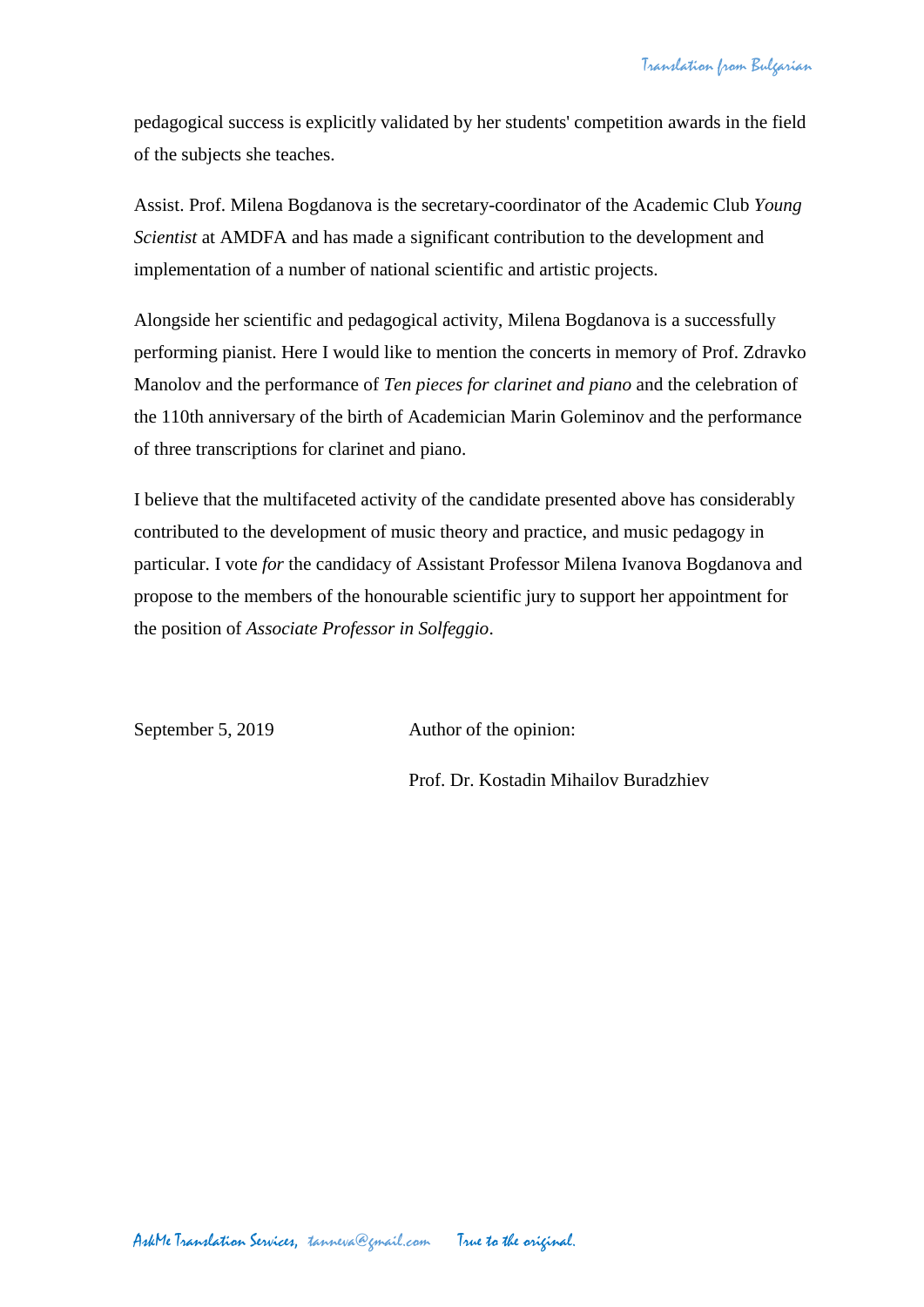pedagogical success is explicitly validated by her students' competition awards in the field of the subjects she teaches.

Assist. Prof. Milena Bogdanova is the secretary-coordinator of the Academic Club *Young Scientist* at AMDFA and has made a significant contribution to the development and implementation of a number of national scientific and artistic projects.

Alongside her scientific and pedagogical activity, Milena Bogdanova is a successfully performing pianist. Here I would like to mention the concerts in memory of Prof. Zdravko Manolov and the performance of *Ten pieces for clarinet and piano* and the celebration of the 110th anniversary of the birth of Academician Marin Goleminov and the performance of three transcriptions for clarinet and piano.

I believe that the multifaceted activity of the candidate presented above has considerably contributed to the development of music theory and practice, and music pedagogy in particular. I vote *for* the candidacy of Assistant Professor Milena Ivanova Bogdanova and propose to the members of the honourable scientific jury to support her appointment for the position of *Associate Professor in Solfeggio*.

September 5, 2019

Author of the opinion:

Prof. Dr. Kostadin Mihailov Buradzhiev